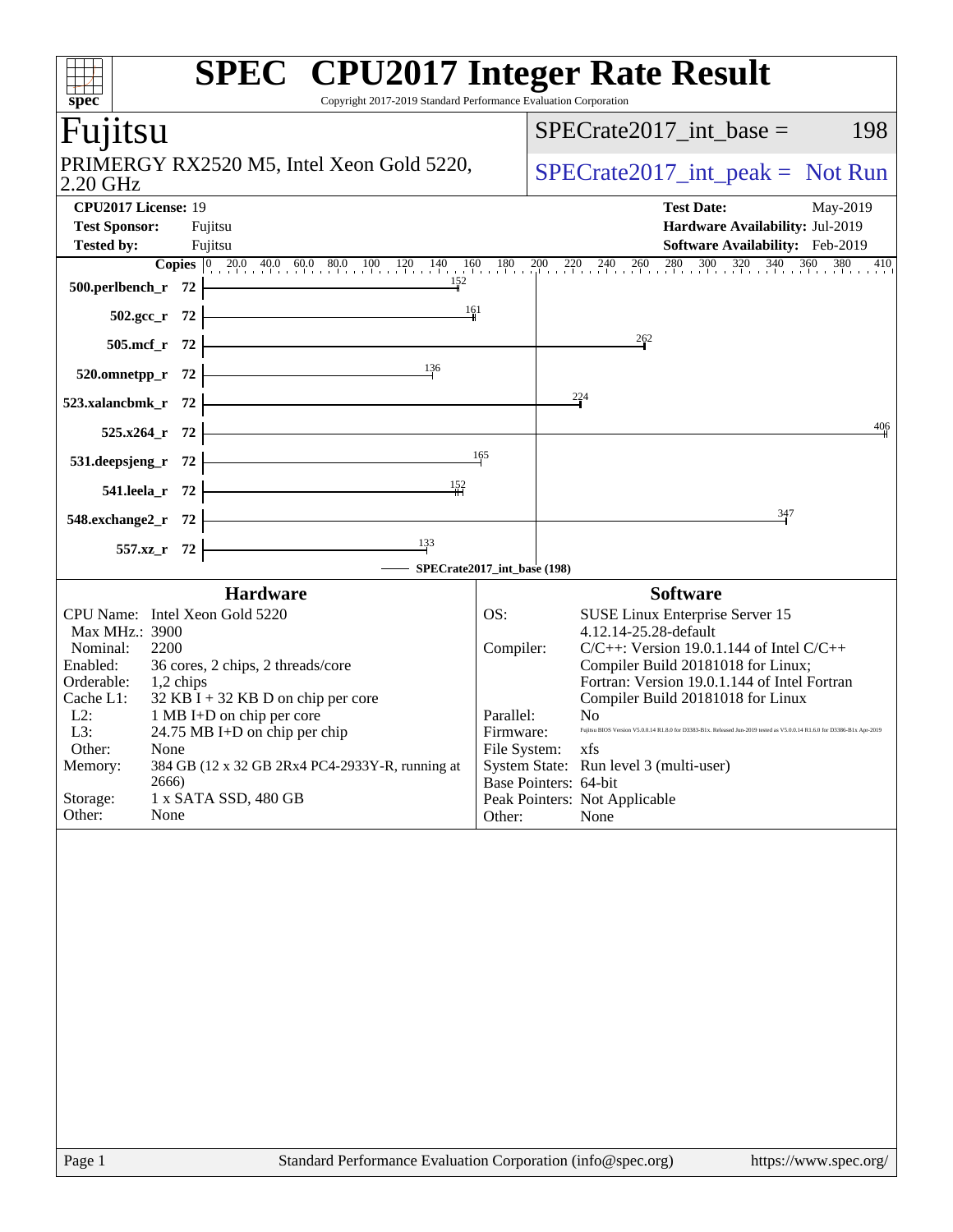# SPEC CPU2017 Integer Rate Result

Copyright 2017-2019 Standard Performance Evaluation Corporation

## Fujitsu

PRIMERGY RX2520 M5, Intel Xeon Gold 5220, 2.20 GHz

SPECrate2017_int_base = 198

SPECrate2017_int_peak = Not Run

**CPU2017 License:** 19
**Test Sponsor:** Fujitsu
**Tested by:** Fujitsu

**Test Date:** May-2019
**Hardware Availability:** Jul-2019
**Software Availability:** Feb-2019

| Benchmark | Copies | SPECrate2017_int_base (198) |
|---|---|---|
| 500.perlbench_r | 72 | 152 |
| 502.gcc_r | 72 | 161 |
| 505.mcf_r | 72 | 262 |
| 520.omnetpp_r | 72 | 136 |
| 523.xalancbmk_r | 72 | 224 |
| 525.x264_r | 72 | 406 |
| 531.deepsjeng_r | 72 | 165 |
| 541.leela_r | 72 | 152 |
| 548.exchange2_r | 72 | 347 |
| 557.xz_r | 72 | 133 |

### Hardware

| | |
|---|---|
| CPU Name: | Intel Xeon Gold 5220 |
| Max MHz.: | 3900 |
| Nominal: | 2200 |
| Enabled: | 36 cores, 2 chips, 2 threads/core |
| Orderable: | 1,2 chips |
| Cache L1: | 32 KB I + 32 KB D on chip per core |
| L2: | 1 MB I+D on chip per core |
| L3: | 24.75 MB I+D on chip per chip |
| Other: | None |
| Memory: | 384 GB (12 x 32 GB 2Rx4 PC4-2933Y-R, running at 2666) |
| Storage: | 1 x SATA SSD, 480 GB |
| Other: | None |

### Software

| | |
|---|---|
| OS: | SUSE Linux Enterprise Server 15 4.12.14-25.28-default |
| Compiler: | C/C++: Version 19.0.1.144 of Intel C/C++ Compiler Build 20181018 for Linux; Fortran: Version 19.0.1.144 of Intel Fortran Compiler Build 20181018 for Linux |
| Parallel: | No |
| Firmware: | Fujitsu BIOS Version V5.0.0.14 R1.8.0 for D3383-B1x. Released Jun-2019 tested as V5.0.0.14 R1.6.0 for D3386-B1x Apr-2019 |
| File System: | xfs |
| System State: | Run level 3 (multi-user) |
| Base Pointers: | 64-bit |
| Peak Pointers: | Not Applicable |
| Other: | None |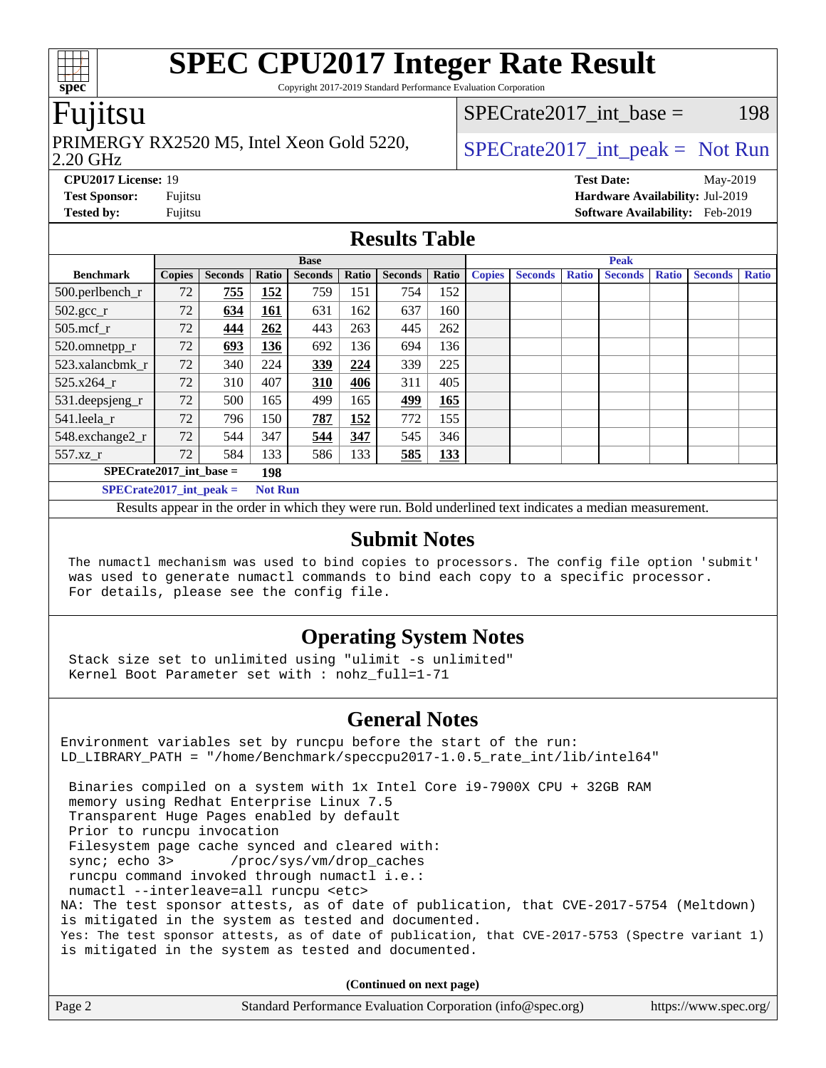# SPEC CPU2017 Integer Rate Result

Copyright 2017-2019 Standard Performance Evaluation Corporation

## Fujitsu

PRIMERGY RX2520 M5, Intel Xeon Gold 5220, 2.20 GHz

SPECrate2017_int_base = 198

SPECrate2017_int_peak = Not Run

**CPU2017 License:** 19
**Test Sponsor:** Fujitsu
**Tested by:** Fujitsu

**Test Date:** May-2019
**Hardware Availability:** Jul-2019
**Software Availability:** Feb-2019

## Results Table

| Benchmark | Base | | | | | | | Peak | | | | | | |
|---|---|---|---|---|---|---|---|---|---|---|---|---|---|---|
| | Copies | Seconds | Ratio | Seconds | Ratio | Seconds | Ratio | Copies | Seconds | Ratio | Seconds | Ratio | Seconds | Ratio |
| 500.perlbench_r | 72 | **755** | **152** | 759 | 151 | 754 | 152 | | | | | | | |
| 502.gcc_r | 72 | **634** | **161** | 631 | 162 | 637 | 160 | | | | | | | |
| 505.mcf_r | 72 | **444** | **262** | 443 | 263 | 445 | 262 | | | | | | | |
| 520.omnetpp_r | 72 | **693** | **136** | 692 | 136 | 694 | 136 | | | | | | | |
| 523.xalancbmk_r | 72 | 340 | 224 | **339** | **224** | 339 | 225 | | | | | | | |
| 525.x264_r | 72 | 310 | 407 | **310** | **406** | 311 | 405 | | | | | | | |
| 531.deepsjeng_r | 72 | 500 | 165 | 499 | 165 | **499** | **165** | | | | | | | |
| 541.leela_r | 72 | 796 | 150 | **787** | **152** | 772 | 155 | | | | | | | |
| 548.exchange2_r | 72 | 544 | 347 | **544** | **347** | 545 | 346 | | | | | | | |
| 557.xz_r | 72 | 584 | 133 | 586 | 133 | **585** | **133** | | | | | | | |

**SPECrate2017_int_base = 198**

**SPECrate2017_int_peak = Not Run**

Results appear in the order in which they were run. Bold underlined text indicates a median measurement.

## Submit Notes

```
The numactl mechanism was used to bind copies to processors. The config file option 'submit'
was used to generate numactl commands to bind each copy to a specific processor.
For details, please see the config file.
```

## Operating System Notes

```
Stack size set to unlimited using "ulimit -s unlimited"
Kernel Boot Parameter set with : nohz_full=1-71
```

## General Notes

```
Environment variables set by runcpu before the start of the run:
LD_LIBRARY_PATH = "/home/Benchmark/speccpu2017-1.0.5_rate_int/lib/intel64"

 Binaries compiled on a system with 1x Intel Core i9-7900X CPU + 32GB RAM
 memory using Redhat Enterprise Linux 7.5
 Transparent Huge Pages enabled by default
 Prior to runcpu invocation
 Filesystem page cache synced and cleared with:
 sync; echo 3>       /proc/sys/vm/drop_caches
 runcpu command invoked through numactl i.e.:
 numactl --interleave=all runcpu <etc>
NA: The test sponsor attests, as of date of publication, that CVE-2017-5754 (Meltdown)
is mitigated in the system as tested and documented.
Yes: The test sponsor attests, as of date of publication, that CVE-2017-5753 (Spectre variant 1)
is mitigated in the system as tested and documented.
```

**(Continued on next page)**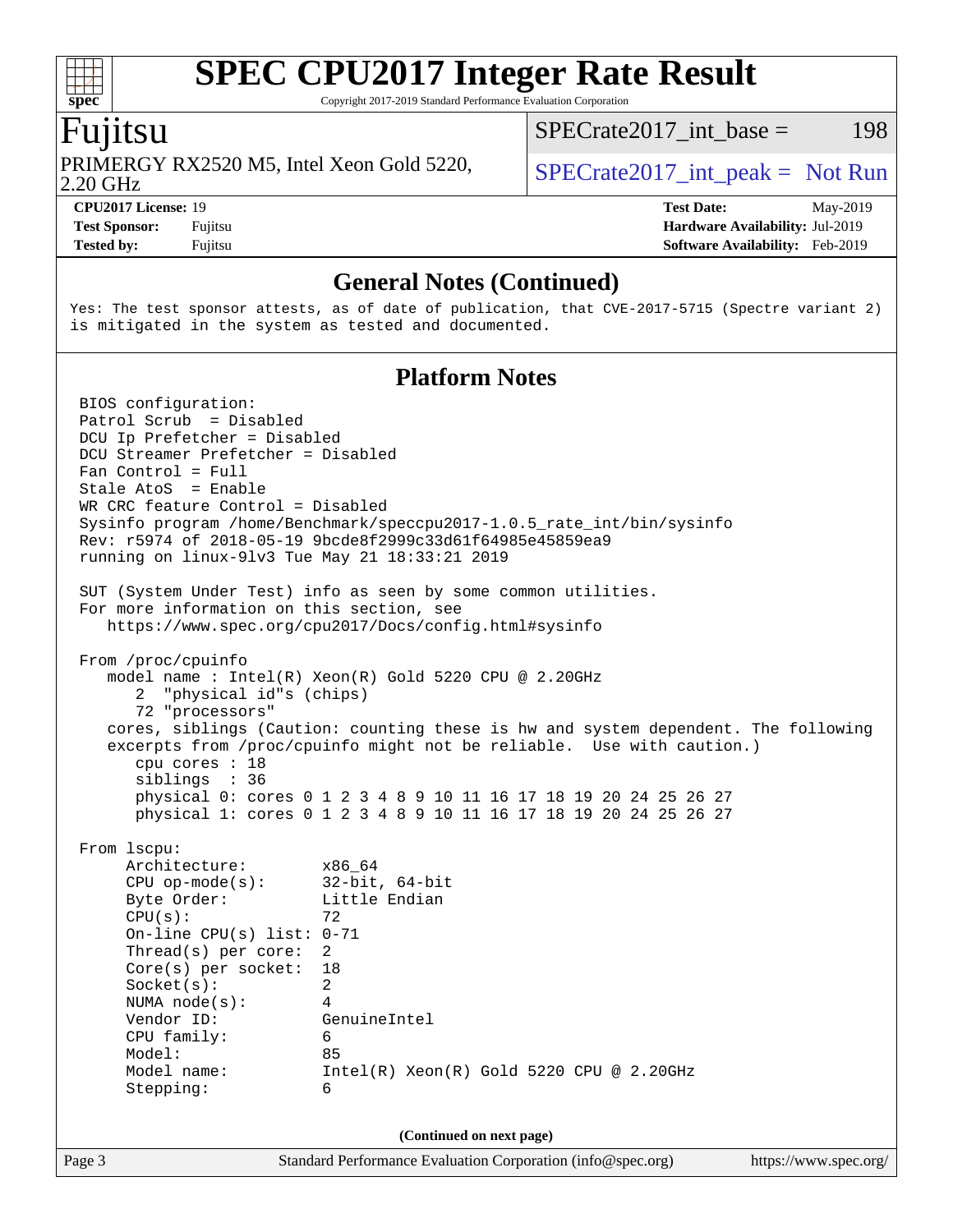# SPEC CPU2017 Integer Rate Result

Copyright 2017-2019 Standard Performance Evaluation Corporation

## Fujitsu

PRIMERGY RX2520 M5, Intel Xeon Gold 5220, 2.20 GHz

SPECrate2017_int_base = 198

SPECrate2017_int_peak = Not Run

**CPU2017 License:** 19
**Test Sponsor:** Fujitsu
**Tested by:** Fujitsu

**Test Date:** May-2019
**Hardware Availability:** Jul-2019
**Software Availability:** Feb-2019

### General Notes (Continued)

```
Yes: The test sponsor attests, as of date of publication, that CVE-2017-5715 (Spectre variant 2)
is mitigated in the system as tested and documented.
```

### Platform Notes

```
BIOS configuration:
Patrol Scrub  = Disabled
DCU Ip Prefetcher = Disabled
DCU Streamer Prefetcher = Disabled
Fan Control = Full
Stale AtoS  = Enable
WR CRC feature Control = Disabled
Sysinfo program /home/Benchmark/speccpu2017-1.0.5_rate_int/bin/sysinfo
Rev: r5974 of 2018-05-19 9bcde8f2999c33d61f64985e45859ea9
running on linux-9lv3 Tue May 21 18:33:21 2019

SUT (System Under Test) info as seen by some common utilities.
For more information on this section, see
   https://www.spec.org/cpu2017/Docs/config.html#sysinfo

From /proc/cpuinfo
   model name : Intel(R) Xeon(R) Gold 5220 CPU @ 2.20GHz
      2  "physical id"s (chips)
      72 "processors"
   cores, siblings (Caution: counting these is hw and system dependent. The following
   excerpts from /proc/cpuinfo might not be reliable.  Use with caution.)
      cpu cores : 18
      siblings  : 36
      physical 0: cores 0 1 2 3 4 8 9 10 11 16 17 18 19 20 24 25 26 27
      physical 1: cores 0 1 2 3 4 8 9 10 11 16 17 18 19 20 24 25 26 27

From lscpu:
     Architecture:        x86_64
     CPU op-mode(s):      32-bit, 64-bit
     Byte Order:          Little Endian
     CPU(s):              72
     On-line CPU(s) list: 0-71
     Thread(s) per core:  2
     Core(s) per socket:  18
     Socket(s):           2
     NUMA node(s):        4
     Vendor ID:           GenuineIntel
     CPU family:          6
     Model:               85
     Model name:          Intel(R) Xeon(R) Gold 5220 CPU @ 2.20GHz
     Stepping:            6
```

**(Continued on next page)**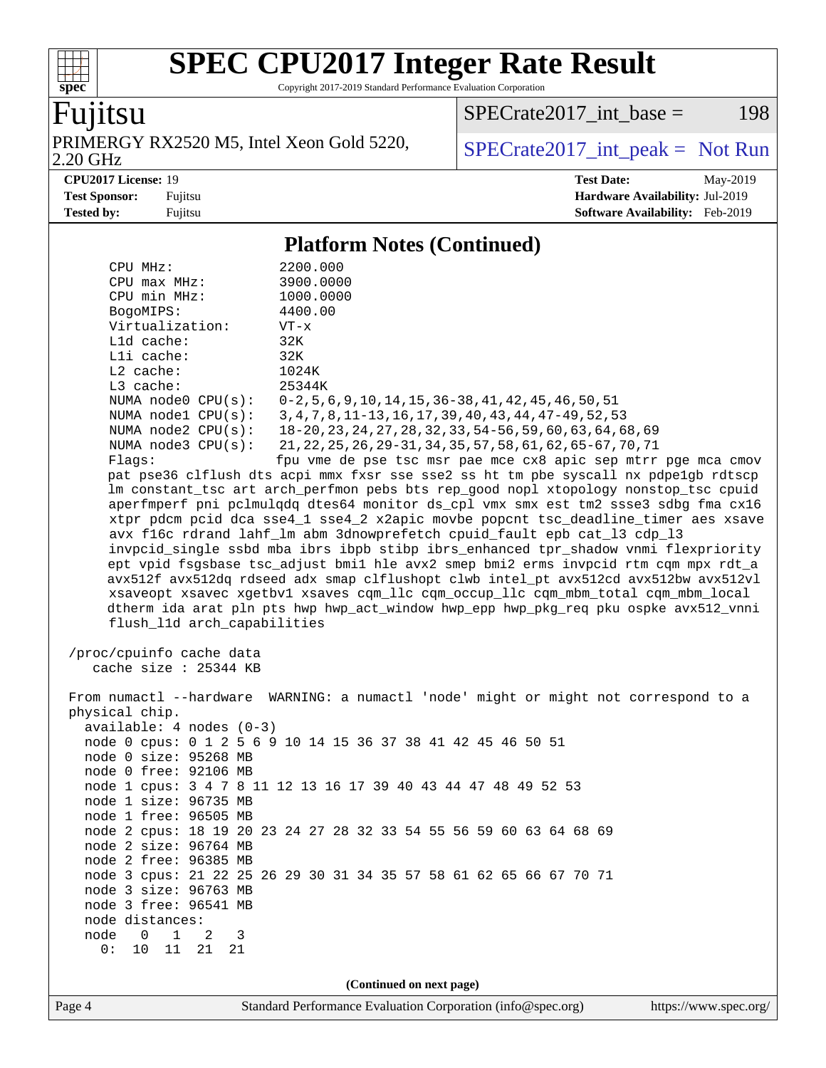## Platform Notes (Continued)

```
    CPU MHz:               2200.000
    CPU max MHz:           3900.0000
    CPU min MHz:           1000.0000
    BogoMIPS:              4400.00
    Virtualization:        VT-x
    L1d cache:             32K
    L1i cache:             32K
    L2 cache:              1024K
    L3 cache:              25344K
    NUMA node0 CPU(s):     0-2,5,6,9,10,14,15,36-38,41,42,45,46,50,51
    NUMA node1 CPU(s):     3,4,7,8,11-13,16,17,39,40,43,44,47-49,52,53
    NUMA node2 CPU(s):     18-20,23,24,27,28,32,33,54-56,59,60,63,64,68,69
    NUMA node3 CPU(s):     21,22,25,26,29-31,34,35,57,58,61,62,65-67,70,71
    Flags:                 fpu vme de pse tsc msr pae mce cx8 apic sep mtrr pge mca cmov
    pat pse36 clflush dts acpi mmx fxsr sse sse2 ss ht tm pbe syscall nx pdpe1gb rdtscp
    lm constant_tsc art arch_perfmon pebs bts rep_good nopl xtopology nonstop_tsc cpuid
    aperfmperf pni pclmulqdq dtes64 monitor ds_cpl vmx smx est tm2 ssse3 sdbg fma cx16
    xtpr pdcm pcid dca sse4_1 sse4_2 x2apic movbe popcnt tsc_deadline_timer aes xsave
    avx f16c rdrand lahf_lm abm 3dnowprefetch cpuid_fault epb cat_l3 cdp_l3
    invpcid_single ssbd mba ibrs ibpb stibp ibrs_enhanced tpr_shadow vnmi flexpriority
    ept vpid fsgsbase tsc_adjust bmi1 hle avx2 smep bmi2 erms invpcid rtm cqm mpx rdt_a
    avx512f avx512dq rdseed adx smap clflushopt clwb intel_pt avx512cd avx512bw avx512vl
    xsaveopt xsavec xgetbv1 xsaves cqm_llc cqm_occup_llc cqm_mbm_total cqm_mbm_local
    dtherm ida arat pln pts hwp hwp_act_window hwp_epp hwp_pkg_req pku ospke avx512_vnni
    flush_l1d arch_capabilities

 /proc/cpuinfo cache data
    cache size : 25344 KB

 From numactl --hardware  WARNING: a numactl 'node' might or might not correspond to a
 physical chip.
   available: 4 nodes (0-3)
   node 0 cpus: 0 1 2 5 6 9 10 14 15 36 37 38 41 42 45 46 50 51
   node 0 size: 95268 MB
   node 0 free: 92106 MB
   node 1 cpus: 3 4 7 8 11 12 13 16 17 39 40 43 44 47 48 49 52 53
   node 1 size: 96735 MB
   node 1 free: 96505 MB
   node 2 cpus: 18 19 20 23 24 27 28 32 33 54 55 56 59 60 63 64 68 69
   node 2 size: 96764 MB
   node 2 free: 96385 MB
   node 3 cpus: 21 22 25 26 29 30 31 34 35 57 58 61 62 65 66 67 70 71
   node 3 size: 96763 MB
   node 3 free: 96541 MB
   node distances:
   node   0   1   2   3
     0:  10  11  21  21
```

(Continued on next page)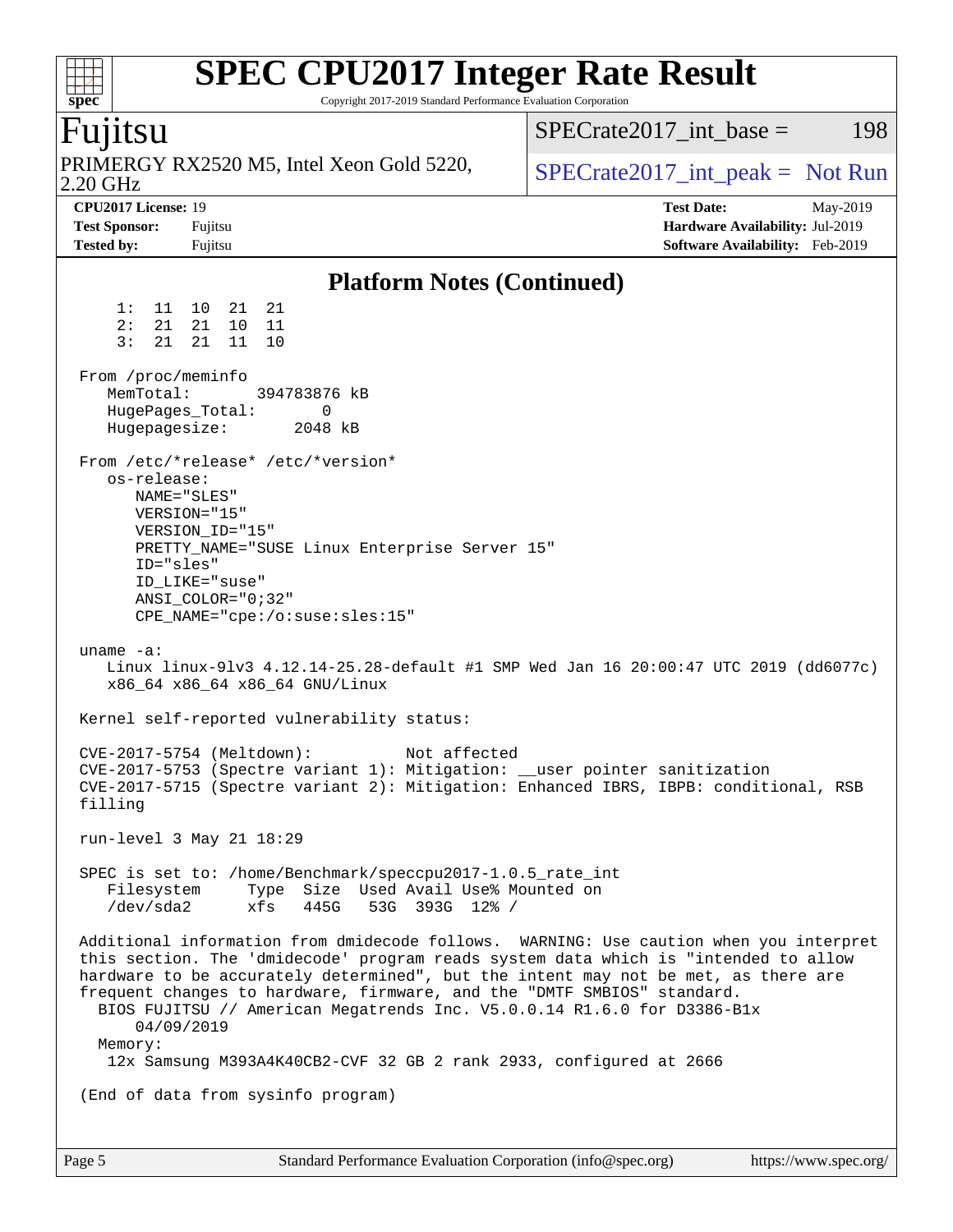# SPEC CPU2017 Integer Rate Result

Copyright 2017-2019 Standard Performance Evaluation Corporation

## Fujitsu

PRIMERGY RX2520 M5, Intel Xeon Gold 5220, 2.20 GHz

SPECrate2017_int_base = 198

SPECrate2017_int_peak = Not Run

**CPU2017 License:** 19
**Test Sponsor:** Fujitsu
**Tested by:** Fujitsu

**Test Date:** May-2019
**Hardware Availability:** Jul-2019
**Software Availability:** Feb-2019

### Platform Notes (Continued)

```
     1:  11  10  21  21
     2:  21  21  10  11
     3:  21  21  11  10

 From /proc/meminfo
    MemTotal:       394783876 kB
    HugePages_Total:       0
    Hugepagesize:       2048 kB

 From /etc/*release* /etc/*version*
    os-release:
       NAME="SLES"
       VERSION="15"
       VERSION_ID="15"
       PRETTY_NAME="SUSE Linux Enterprise Server 15"
       ID="sles"
       ID_LIKE="suse"
       ANSI_COLOR="0;32"
       CPE_NAME="cpe:/o:suse:sles:15"

 uname -a:
    Linux linux-9lv3 4.12.14-25.28-default #1 SMP Wed Jan 16 20:00:47 UTC 2019 (dd6077c)
    x86_64 x86_64 x86_64 GNU/Linux

 Kernel self-reported vulnerability status:

 CVE-2017-5754 (Meltdown):          Not affected
 CVE-2017-5753 (Spectre variant 1): Mitigation: __user pointer sanitization
 CVE-2017-5715 (Spectre variant 2): Mitigation: Enhanced IBRS, IBPB: conditional, RSB
 filling

 run-level 3 May 21 18:29

 SPEC is set to: /home/Benchmark/speccpu2017-1.0.5_rate_int
    Filesystem     Type  Size  Used Avail Use% Mounted on
    /dev/sda2      xfs   445G   53G  393G  12% /

 Additional information from dmidecode follows.  WARNING: Use caution when you interpret
 this section. The 'dmidecode' program reads system data which is "intended to allow
 hardware to be accurately determined", but the intent may not be met, as there are
 frequent changes to hardware, firmware, and the "DMTF SMBIOS" standard.
   BIOS FUJITSU // American Megatrends Inc. V5.0.0.14 R1.6.0 for D3386-B1x
       04/09/2019
   Memory:
    12x Samsung M393A4K40CB2-CVF 32 GB 2 rank 2933, configured at 2666

 (End of data from sysinfo program)
```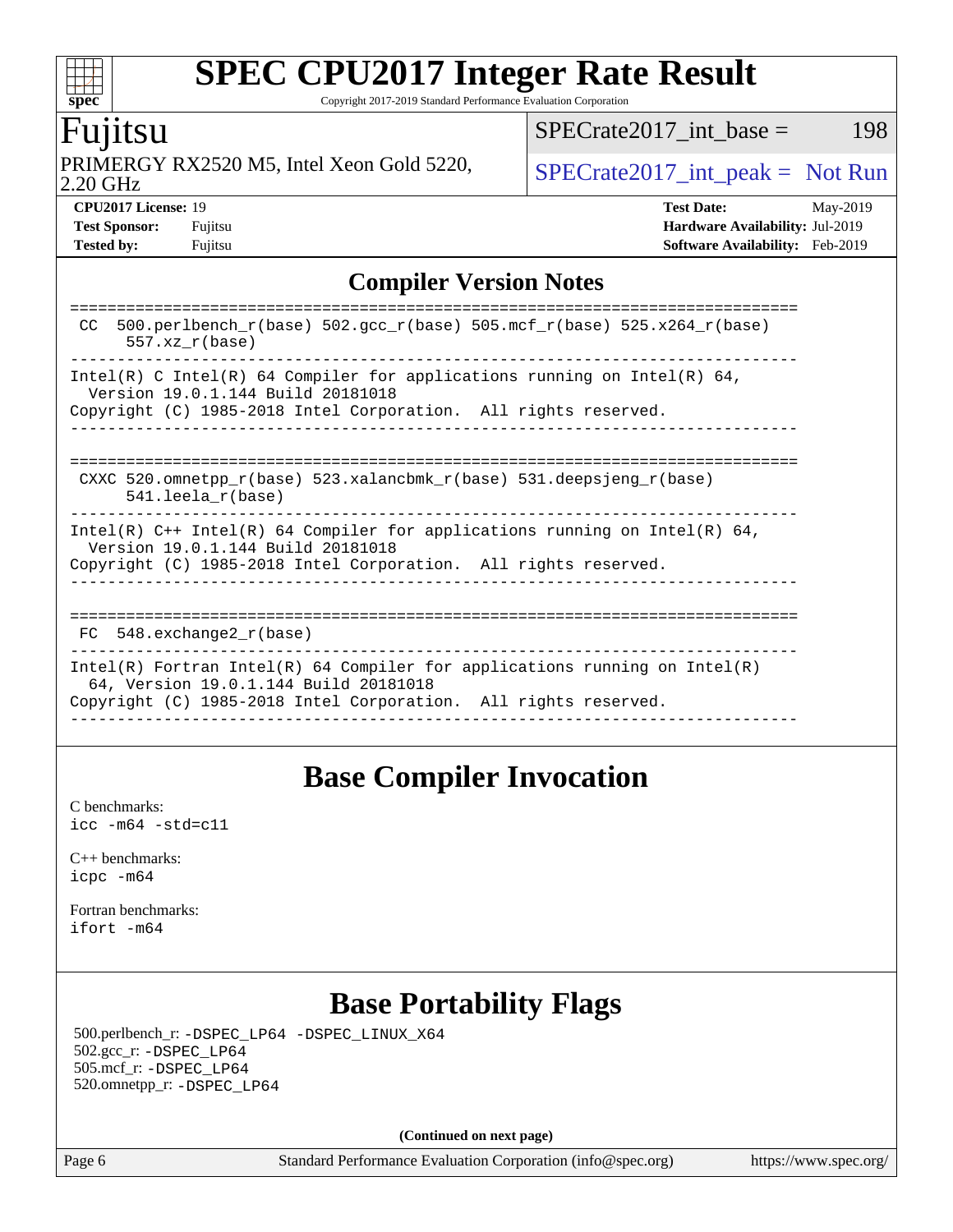# SPEC CPU2017 Integer Rate Result

Copyright 2017-2019 Standard Performance Evaluation Corporation

## Fujitsu

PRIMERGY RX2520 M5, Intel Xeon Gold 5220, 2.20 GHz

SPECrate2017_int_base = 198

SPECrate2017_int_peak = Not Run

**CPU2017 License:** 19
**Test Sponsor:** Fujitsu
**Tested by:** Fujitsu

**Test Date:** May-2019
**Hardware Availability:** Jul-2019
**Software Availability:** Feb-2019

## Compiler Version Notes

```
==============================================================================
 CC  500.perlbench_r(base) 502.gcc_r(base) 505.mcf_r(base) 525.x264_r(base)
      557.xz_r(base)
------------------------------------------------------------------------------
Intel(R) C Intel(R) 64 Compiler for applications running on Intel(R) 64,
  Version 19.0.1.144 Build 20181018
Copyright (C) 1985-2018 Intel Corporation.  All rights reserved.
------------------------------------------------------------------------------

==============================================================================
 CXXC 520.omnetpp_r(base) 523.xalancbmk_r(base) 531.deepsjeng_r(base)
      541.leela_r(base)
------------------------------------------------------------------------------
Intel(R) C++ Intel(R) 64 Compiler for applications running on Intel(R) 64,
  Version 19.0.1.144 Build 20181018
Copyright (C) 1985-2018 Intel Corporation.  All rights reserved.
------------------------------------------------------------------------------

==============================================================================
 FC  548.exchange2_r(base)
------------------------------------------------------------------------------
Intel(R) Fortran Intel(R) 64 Compiler for applications running on Intel(R)
  64, Version 19.0.1.144 Build 20181018
Copyright (C) 1985-2018 Intel Corporation.  All rights reserved.
------------------------------------------------------------------------------
```

## Base Compiler Invocation

C benchmarks:
`icc -m64 -std=c11`

C++ benchmarks:
`icpc -m64`

Fortran benchmarks:
`ifort -m64`

## Base Portability Flags

500.perlbench_r: `-DSPEC_LP64 -DSPEC_LINUX_X64`
502.gcc_r: `-DSPEC_LP64`
505.mcf_r: `-DSPEC_LP64`
520.omnetpp_r: `-DSPEC_LP64`

**(Continued on next page)**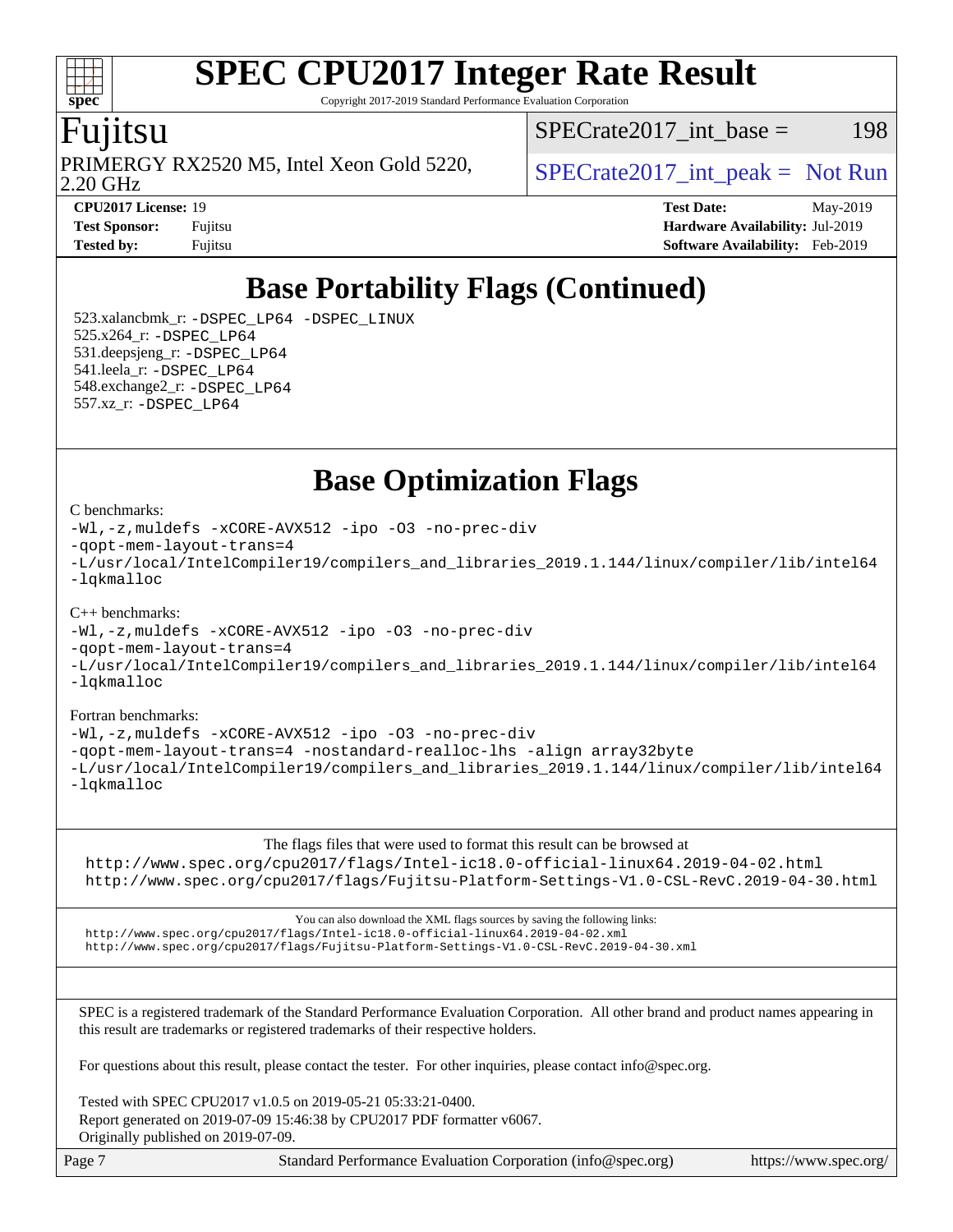# SPEC CPU2017 Integer Rate Result

Copyright 2017-2019 Standard Performance Evaluation Corporation

## Fujitsu

PRIMERGY RX2520 M5, Intel Xeon Gold 5220, 2.20 GHz

SPECrate2017_int_base = 198

SPECrate2017_int_peak = Not Run

**CPU2017 License:** 19
**Test Sponsor:** Fujitsu
**Tested by:** Fujitsu

**Test Date:** May-2019
**Hardware Availability:** Jul-2019
**Software Availability:** Feb-2019

## Base Portability Flags (Continued)

523.xalancbmk_r: -DSPEC_LP64 -DSPEC_LINUX
525.x264_r: -DSPEC_LP64
531.deepsjeng_r: -DSPEC_LP64
541.leela_r: -DSPEC_LP64
548.exchange2_r: -DSPEC_LP64
557.xz_r: -DSPEC_LP64

## Base Optimization Flags

C benchmarks:

```
-Wl,-z,muldefs -xCORE-AVX512 -ipo -O3 -no-prec-div
-qopt-mem-layout-trans=4
-L/usr/local/IntelCompiler19/compilers_and_libraries_2019.1.144/linux/compiler/lib/intel64
-lqkmalloc
```

C++ benchmarks:

```
-Wl,-z,muldefs -xCORE-AVX512 -ipo -O3 -no-prec-div
-qopt-mem-layout-trans=4
-L/usr/local/IntelCompiler19/compilers_and_libraries_2019.1.144/linux/compiler/lib/intel64
-lqkmalloc
```

Fortran benchmarks:

```
-Wl,-z,muldefs -xCORE-AVX512 -ipo -O3 -no-prec-div
-qopt-mem-layout-trans=4 -nostandard-realloc-lhs -align array32byte
-L/usr/local/IntelCompiler19/compilers_and_libraries_2019.1.144/linux/compiler/lib/intel64
-lqkmalloc
```

The flags files that were used to format this result can be browsed at
http://www.spec.org/cpu2017/flags/Intel-ic18.0-official-linux64.2019-04-02.html
http://www.spec.org/cpu2017/flags/Fujitsu-Platform-Settings-V1.0-CSL-RevC.2019-04-30.html

You can also download the XML flags sources by saving the following links:
http://www.spec.org/cpu2017/flags/Intel-ic18.0-official-linux64.2019-04-02.xml
http://www.spec.org/cpu2017/flags/Fujitsu-Platform-Settings-V1.0-CSL-RevC.2019-04-30.xml

SPEC is a registered trademark of the Standard Performance Evaluation Corporation. All other brand and product names appearing in this result are trademarks or registered trademarks of their respective holders.

For questions about this result, please contact the tester. For other inquiries, please contact info@spec.org.

Tested with SPEC CPU2017 v1.0.5 on 2019-05-21 05:33:21-0400.
Report generated on 2019-07-09 15:46:38 by CPU2017 PDF formatter v6067.
Originally published on 2019-07-09.